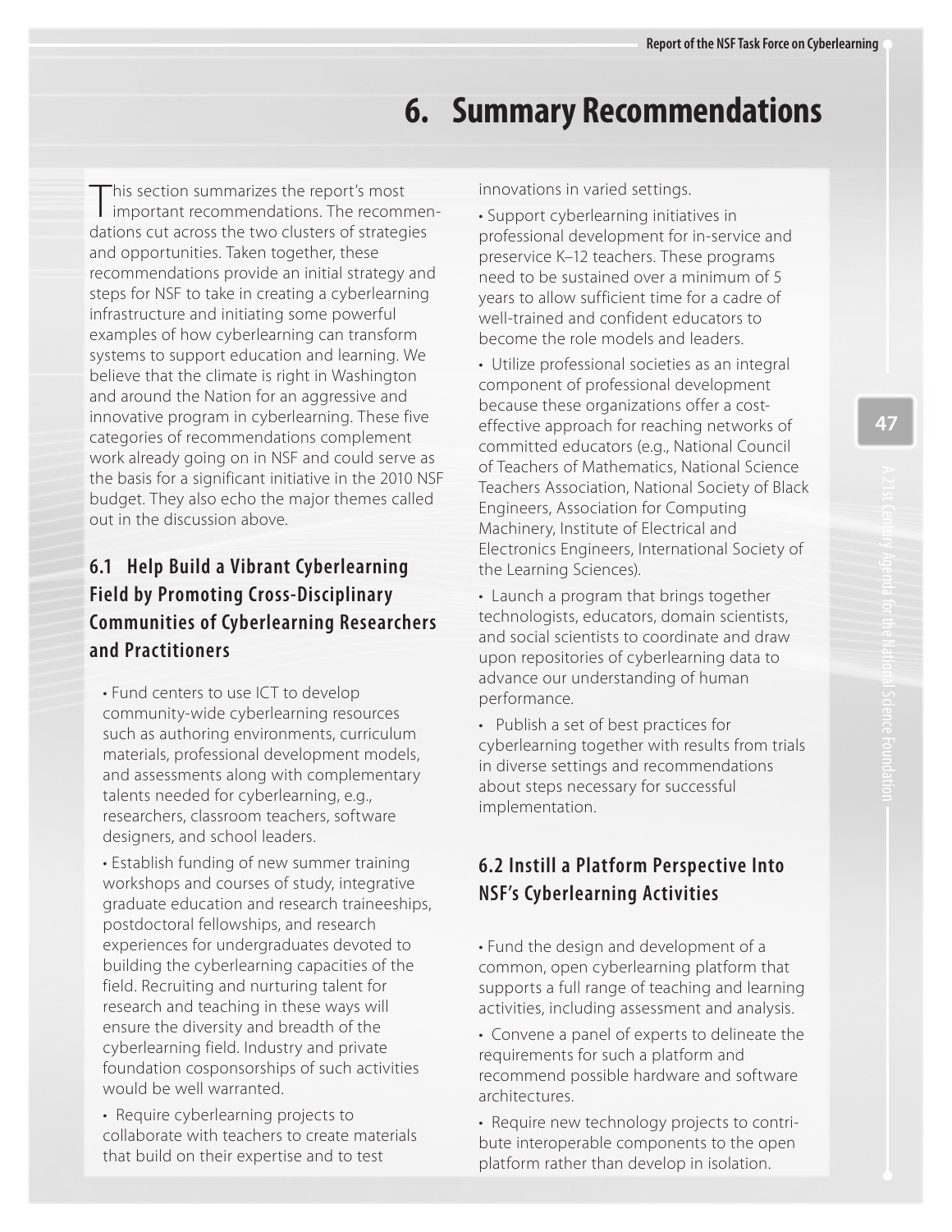# 6. Summary Recommendations

This section summarizes the report's most important recommendations. The recommendations cut across the two clusters of strategies and opportunities. Taken together, these recommendations provide an initial strategy and steps for NSF to take in creating a cyberlearning infrastructure and initiating some powerful examples of how cyberlearning can transform systems to support education and learning. We believe that the climate is right in Washington and around the Nation for an aggressive and innovative program in cyberlearning. These five categories of recommendations complement work already going on in NSF and could serve as the basis for a significant initiative in the 2010 NSF budget. They also echo the major themes called out in the discussion above.

## 6.1 Help Build a Vibrant Cyberlearning Field by Promoting Cross-Disciplinary Communities of Cyberlearning Researchers and Practitioners

- Fund centers to use ICT to develop community-wide cyberlearning resources such as authoring environments, curriculum materials, professional development models, and assessments along with complementary talents needed for cyberlearning, e.g., researchers, classroom teachers, software designers, and school leaders.
- Establish funding of new summer training workshops and courses of study, integrative graduate education and research traineeships, postdoctoral fellowships, and research experiences for undergraduates devoted to building the cyberlearning capacities of the field. Recruiting and nurturing talent for research and teaching in these ways will ensure the diversity and breadth of the cyberlearning field. Industry and private foundation cosponsorships of such activities would be well warranted.
- Require cyberlearning projects to collaborate with teachers to create materials that build on their expertise and to test innovations in varied settings.
- Support cyberlearning initiatives in professional development for in-service and preservice K–12 teachers. These programs need to be sustained over a minimum of 5 years to allow sufficient time for a cadre of well-trained and confident educators to become the role models and leaders.
- Utilize professional societies as an integral component of professional development because these organizations offer a cost-effective approach for reaching networks of committed educators (e.g., National Council of Teachers of Mathematics, National Science Teachers Association, National Society of Black Engineers, Association for Computing Machinery, Institute of Electrical and Electronics Engineers, International Society of the Learning Sciences).
- Launch a program that brings together technologists, educators, domain scientists, and social scientists to coordinate and draw upon repositories of cyberlearning data to advance our understanding of human performance.
- Publish a set of best practices for cyberlearning together with results from trials in diverse settings and recommendations about steps necessary for successful implementation.

## 6.2 Instill a Platform Perspective Into NSF's Cyberlearning Activities

- Fund the design and development of a common, open cyberlearning platform that supports a full range of teaching and learning activities, including assessment and analysis.
- Convene a panel of experts to delineate the requirements for such a platform and recommend possible hardware and software architectures.
- Require new technology projects to contribute interoperable components to the open platform rather than develop in isolation.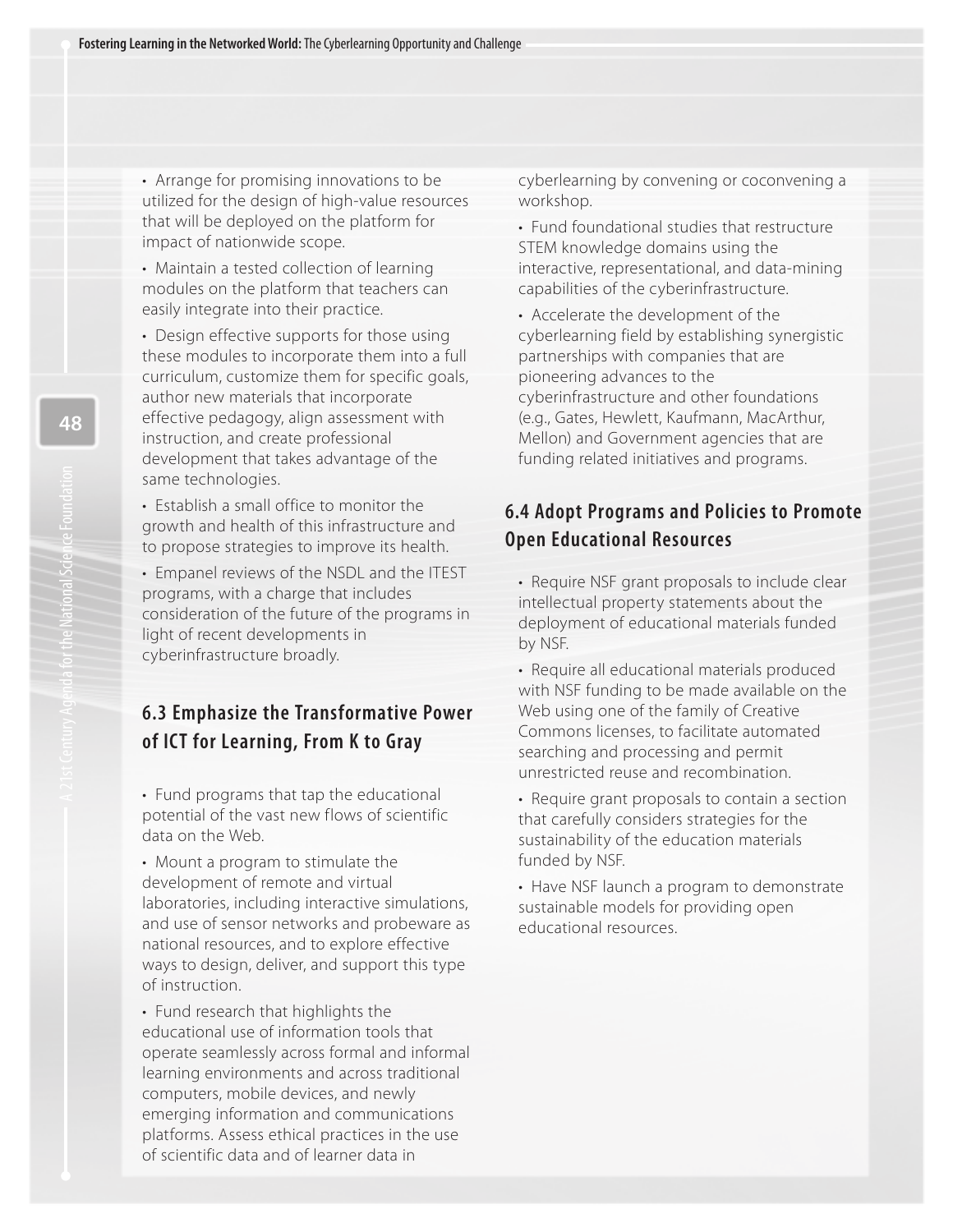- Arrange for promising innovations to be utilized for the design of high-value resources that will be deployed on the platform for impact of nationwide scope.
- Maintain a tested collection of learning modules on the platform that teachers can easily integrate into their practice.
- Design effective supports for those using these modules to incorporate them into a full curriculum, customize them for specific goals, author new materials that incorporate effective pedagogy, align assessment with instruction, and create professional development that takes advantage of the same technologies.
- Establish a small office to monitor the growth and health of this infrastructure and to propose strategies to improve its health.
- Empanel reviews of the NSDL and the ITEST programs, with a charge that includes consideration of the future of the programs in light of recent developments in cyberinfrastructure broadly.

### 6.3 Emphasize the Transformative Power of ICT for Learning, From K to Gray

- Fund programs that tap the educational potential of the vast new flows of scientific data on the Web.
- Mount a program to stimulate the development of remote and virtual laboratories, including interactive simulations, and use of sensor networks and probeware as national resources, and to explore effective ways to design, deliver, and support this type of instruction.
- Fund research that highlights the educational use of information tools that operate seamlessly across formal and informal learning environments and across traditional computers, mobile devices, and newly emerging information and communications platforms. Assess ethical practices in the use of scientific data and of learner data in cyberlearning by convening or coconvening a workshop.
- Fund foundational studies that restructure STEM knowledge domains using the interactive, representational, and data-mining capabilities of the cyberinfrastructure.
- Accelerate the development of the cyberlearning field by establishing synergistic partnerships with companies that are pioneering advances to the cyberinfrastructure and other foundations (e.g., Gates, Hewlett, Kaufmann, MacArthur, Mellon) and Government agencies that are funding related initiatives and programs.

### 6.4 Adopt Programs and Policies to Promote Open Educational Resources

- Require NSF grant proposals to include clear intellectual property statements about the deployment of educational materials funded by NSF.
- Require all educational materials produced with NSF funding to be made available on the Web using one of the family of Creative Commons licenses, to facilitate automated searching and processing and permit unrestricted reuse and recombination.
- Require grant proposals to contain a section that carefully considers strategies for the sustainability of the education materials funded by NSF.
- Have NSF launch a program to demonstrate sustainable models for providing open educational resources.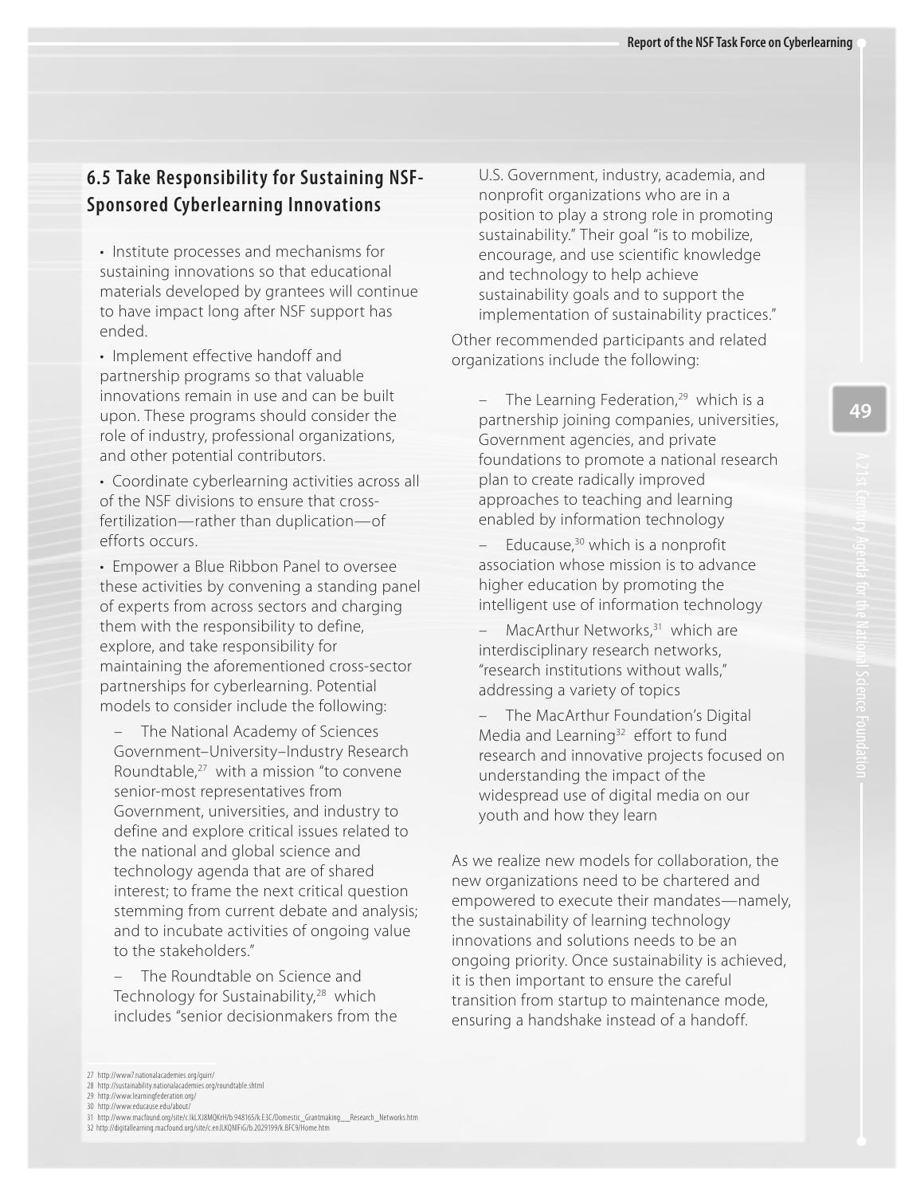### 6.5 Take Responsibility for Sustaining NSF-Sponsored Cyberlearning Innovations

- Institute processes and mechanisms for sustaining innovations so that educational materials developed by grantees will continue to have impact long after NSF support has ended.
- Implement effective handoff and partnership programs so that valuable innovations remain in use and can be built upon. These programs should consider the role of industry, professional organizations, and other potential contributors.
- Coordinate cyberlearning activities across all of the NSF divisions to ensure that cross-fertilization—rather than duplication—of efforts occurs.
- Empower a Blue Ribbon Panel to oversee these activities by convening a standing panel of experts from across sectors and charging them with the responsibility to define, explore, and take responsibility for maintaining the aforementioned cross-sector partnerships for cyberlearning. Potential models to consider include the following:
  - The National Academy of Sciences Government–University–Industry Research Roundtable,[27] with a mission "to convene senior-most representatives from Government, universities, and industry to define and explore critical issues related to the national and global science and technology agenda that are of shared interest; to frame the next critical question stemming from current debate and analysis; and to incubate activities of ongoing value to the stakeholders."
  - The Roundtable on Science and Technology for Sustainability,[28] which includes "senior decisionmakers from the U.S. Government, industry, academia, and nonprofit organizations who are in a position to play a strong role in promoting sustainability." Their goal "is to mobilize, encourage, and use scientific knowledge and technology to help achieve sustainability goals and to support the implementation of sustainability practices."

Other recommended participants and related organizations include the following:

- The Learning Federation,[29] which is a partnership joining companies, universities, Government agencies, and private foundations to promote a national research plan to create radically improved approaches to teaching and learning enabled by information technology
- Educause,[30] which is a nonprofit association whose mission is to advance higher education by promoting the intelligent use of information technology
- MacArthur Networks,[31] which are interdisciplinary research networks, "research institutions without walls," addressing a variety of topics
- The MacArthur Foundation's Digital Media and Learning[32] effort to fund research and innovative projects focused on understanding the impact of the widespread use of digital media on our youth and how they learn

As we realize new models for collaboration, the new organizations need to be chartered and empowered to execute their mandates—namely, the sustainability of learning technology innovations and solutions needs to be an ongoing priority. Once sustainability is achieved, it is then important to ensure the careful transition from startup to maintenance mode, ensuring a handshake instead of a handoff.

27 http://www7.nationalacademies.org/guirr/
28 http://sustainability.nationalacademies.org/roundtable.shtml
29 http://www.learningfederation.org/
30 http://www.educause.edu/about/
31 http://www.macfound.org/site/c.lkLXJ8MQKrH/b.948165/k.E3C/Domestic_Grantmaking___Research_Networks.htm
32 http://digitallearning.macfound.org/site/c.enJLKQNlFiG/b.2029199/k.BFC9/Home.htm